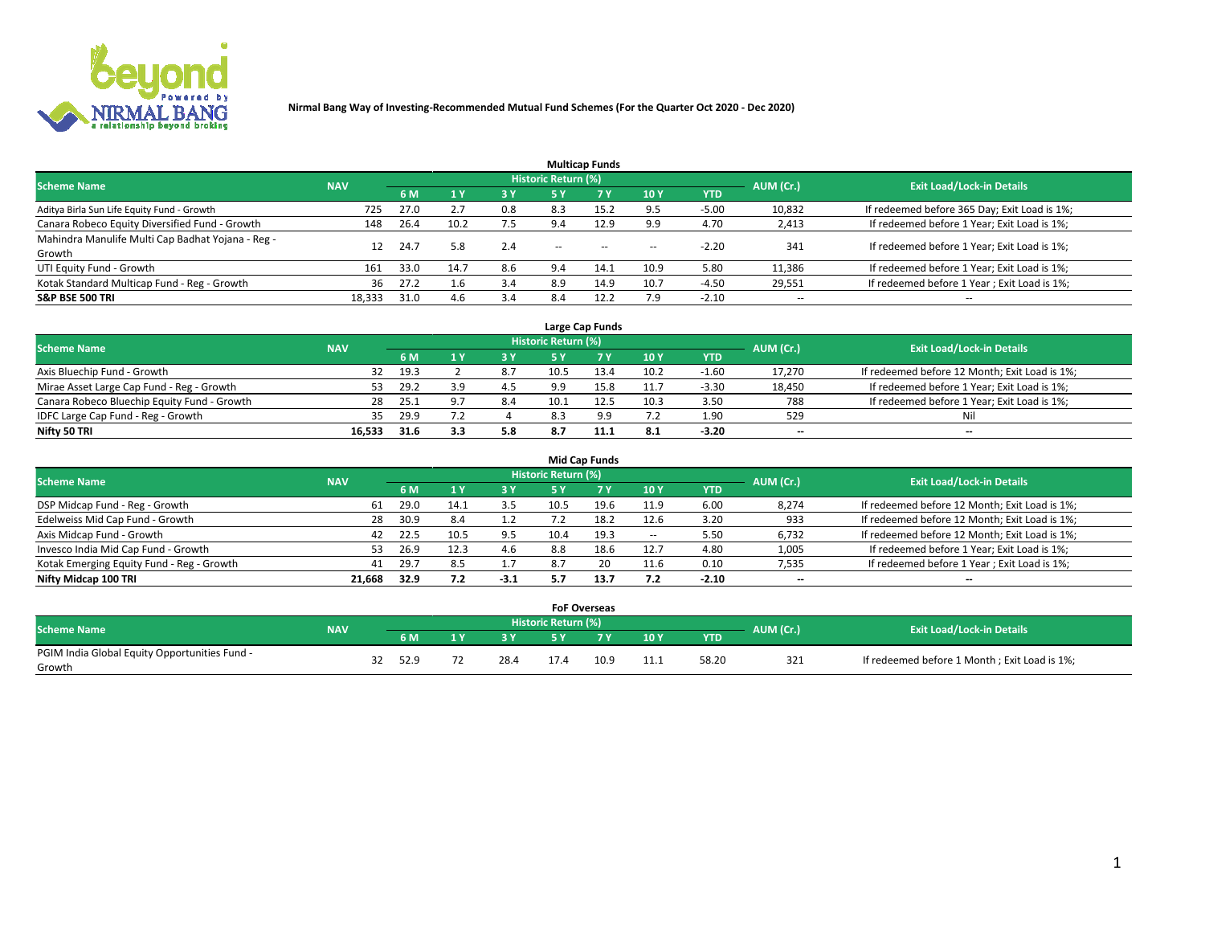**Nirmal Bang Way of Investing-Recommended Mutual Fund Schemes (For the Quarter Oct 2020 - Dec 2020)**

## Multicap Funds

| Scheme Name | NAV | Historic Return (%) | | | | | | | AUM (Cr.) | Exit Load/Lock-in Details |
|---|---|---|---|---|---|---|---|---|---|---|
| | | 6 M | 1 Y | 3 Y | 5 Y | 7 Y | 10 Y | YTD | | |
| Aditya Birla Sun Life Equity Fund - Growth | 725 | 27.0 | 2.7 | 0.8 | 8.3 | 15.2 | 9.5 | -5.00 | 10,832 | If redeemed before 365 Day; Exit Load is 1%; |
| Canara Robeco Equity Diversified Fund - Growth | 148 | 26.4 | 10.2 | 7.5 | 9.4 | 12.9 | 9.9 | 4.70 | 2,413 | If redeemed before 1 Year; Exit Load is 1%; |
| Mahindra Manulife Multi Cap Badhat Yojana - Reg - Growth | 12 | 24.7 | 5.8 | 2.4 | -- | -- | -- | -2.20 | 341 | If redeemed before 1 Year; Exit Load is 1%; |
| UTI Equity Fund - Growth | 161 | 33.0 | 14.7 | 8.6 | 9.4 | 14.1 | 10.9 | 5.80 | 11,386 | If redeemed before 1 Year; Exit Load is 1%; |
| Kotak Standard Multicap Fund - Reg - Growth | 36 | 27.2 | 1.6 | 3.4 | 8.9 | 14.9 | 10.7 | -4.50 | 29,551 | If redeemed before 1 Year ; Exit Load is 1%; |
| **S&P BSE 500 TRI** | **18,333** | **31.0** | **4.6** | **3.4** | **8.4** | **12.2** | **7.9** | **-2.10** | **--** | **--** |

## Large Cap Funds

| Scheme Name | NAV | Historic Return (%) | | | | | | | AUM (Cr.) | Exit Load/Lock-in Details |
|---|---|---|---|---|---|---|---|---|---|---|
| | | 6 M | 1 Y | 3 Y | 5 Y | 7 Y | 10 Y | YTD | | |
| Axis Bluechip Fund - Growth | 32 | 19.3 | 2 | 8.7 | 10.5 | 13.4 | 10.2 | -1.60 | 17,270 | If redeemed before 12 Month; Exit Load is 1%; |
| Mirae Asset Large Cap Fund - Reg - Growth | 53 | 29.2 | 3.9 | 4.5 | 9.9 | 15.8 | 11.7 | -3.30 | 18,450 | If redeemed before 1 Year; Exit Load is 1%; |
| Canara Robeco Bluechip Equity Fund - Growth | 28 | 25.1 | 9.7 | 8.4 | 10.1 | 12.5 | 10.3 | 3.50 | 788 | If redeemed before 1 Year; Exit Load is 1%; |
| IDFC Large Cap Fund - Reg - Growth | 35 | 29.9 | 7.2 | 4 | 8.3 | 9.9 | 7.2 | 1.90 | 529 | Nil |
| **Nifty 50 TRI** | **16,533** | **31.6** | **3.3** | **5.8** | **8.7** | **11.1** | **8.1** | **-3.20** | **--** | **--** |

## Mid Cap Funds

| Scheme Name | NAV | Historic Return (%) | | | | | | | AUM (Cr.) | Exit Load/Lock-in Details |
|---|---|---|---|---|---|---|---|---|---|---|
| | | 6 M | 1 Y | 3 Y | 5 Y | 7 Y | 10 Y | YTD | | |
| DSP Midcap Fund - Reg - Growth | 61 | 29.0 | 14.1 | 3.5 | 10.5 | 19.6 | 11.9 | 6.00 | 8,274 | If redeemed before 12 Month; Exit Load is 1%; |
| Edelweiss Mid Cap Fund - Growth | 28 | 30.9 | 8.4 | 1.2 | 7.2 | 18.2 | 12.6 | 3.20 | 933 | If redeemed before 12 Month; Exit Load is 1%; |
| Axis Midcap Fund - Growth | 42 | 22.5 | 10.5 | 9.5 | 10.4 | 19.3 | -- | 5.50 | 6,732 | If redeemed before 12 Month; Exit Load is 1%; |
| Invesco India Mid Cap Fund - Growth | 53 | 26.9 | 12.3 | 4.6 | 8.8 | 18.6 | 12.7 | 4.80 | 1,005 | If redeemed before 1 Year; Exit Load is 1%; |
| Kotak Emerging Equity Fund - Reg - Growth | 41 | 29.7 | 8.5 | 1.7 | 8.7 | 20 | 11.6 | 0.10 | 7,535 | If redeemed before 1 Year ; Exit Load is 1%; |
| **Nifty Midcap 100 TRI** | **21,668** | **32.9** | **7.2** | **-3.1** | **5.7** | **13.7** | **7.2** | **-2.10** | **--** | **--** |

## FoF Overseas

| Scheme Name | NAV | Historic Return (%) | | | | | | | AUM (Cr.) | Exit Load/Lock-in Details |
|---|---|---|---|---|---|---|---|---|---|---|
| | | 6 M | 1 Y | 3 Y | 5 Y | 7 Y | 10 Y | YTD | | |
| PGIM India Global Equity Opportunities Fund - Growth | 32 | 52.9 | 72 | 28.4 | 17.4 | 10.9 | 11.1 | 58.20 | 321 | If redeemed before 1 Month ; Exit Load is 1%; |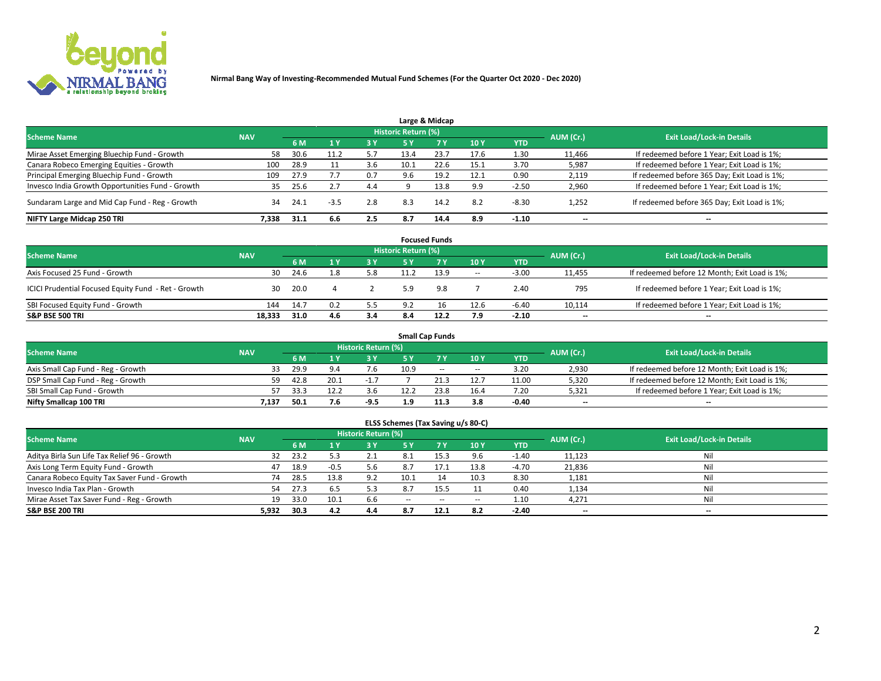**Nirmal Bang Way of Investing-Recommended Mutual Fund Schemes (For the Quarter Oct 2020 - Dec 2020)**

### Large & Midcap

| Scheme Name | NAV | Historic Return (%) | | | | | | | AUM (Cr.) | Exit Load/Lock-in Details |
|---|---|---|---|---|---|---|---|---|---|---|
| | | 6 M | 1 Y | 3 Y | 5 Y | 7 Y | 10 Y | YTD | | |
| Mirae Asset Emerging Bluechip Fund - Growth | 58 | 30.6 | 11.2 | 5.7 | 13.4 | 23.7 | 17.6 | 1.30 | 11,466 | If redeemed before 1 Year; Exit Load is 1%; |
| Canara Robeco Emerging Equities - Growth | 100 | 28.9 | 11 | 3.6 | 10.1 | 22.6 | 15.1 | 3.70 | 5,987 | If redeemed before 1 Year; Exit Load is 1%; |
| Principal Emerging Bluechip Fund - Growth | 109 | 27.9 | 7.7 | 0.7 | 9.6 | 19.2 | 12.1 | 0.90 | 2,119 | If redeemed before 365 Day; Exit Load is 1%; |
| Invesco India Growth Opportunities Fund - Growth | 35 | 25.6 | 2.7 | 4.4 | 9 | 13.8 | 9.9 | -2.50 | 2,960 | If redeemed before 1 Year; Exit Load is 1%; |
| Sundaram Large and Mid Cap Fund - Reg - Growth | 34 | 24.1 | -3.5 | 2.8 | 8.3 | 14.2 | 8.2 | -8.30 | 1,252 | If redeemed before 365 Day; Exit Load is 1%; |
| **NIFTY Large Midcap 250 TRI** | **7,338** | **31.1** | **6.6** | **2.5** | **8.7** | **14.4** | **8.9** | **-1.10** | **--** | **--** |

### Focused Funds

| Scheme Name | NAV | Historic Return (%) | | | | | | | AUM (Cr.) | Exit Load/Lock-in Details |
|---|---|---|---|---|---|---|---|---|---|---|
| | | 6 M | 1 Y | 3 Y | 5 Y | 7 Y | 10 Y | YTD | | |
| Axis Focused 25 Fund - Growth | 30 | 24.6 | 1.8 | 5.8 | 11.2 | 13.9 | -- | -3.00 | 11,455 | If redeemed before 12 Month; Exit Load is 1%; |
| ICICI Prudential Focused Equity Fund - Ret - Growth | 30 | 20.0 | 4 | 2 | 5.9 | 9.8 | 7 | 2.40 | 795 | If redeemed before 1 Year; Exit Load is 1%; |
| SBI Focused Equity Fund - Growth | 144 | 14.7 | 0.2 | 5.5 | 9.2 | 16 | 12.6 | -6.40 | 10,114 | If redeemed before 1 Year; Exit Load is 1%; |
| **S&P BSE 500 TRI** | **18,333** | **31.0** | **4.6** | **3.4** | **8.4** | **12.2** | **7.9** | **-2.10** | **--** | **--** |

### Small Cap Funds

| Scheme Name | NAV | Historic Return (%) | | | | | | | AUM (Cr.) | Exit Load/Lock-in Details |
|---|---|---|---|---|---|---|---|---|---|---|
| | | 6 M | 1 Y | 3 Y | 5 Y | 7 Y | 10 Y | YTD | | |
| Axis Small Cap Fund - Reg - Growth | 33 | 29.9 | 9.4 | 7.6 | 10.9 | -- | -- | 3.20 | 2,930 | If redeemed before 12 Month; Exit Load is 1%; |
| DSP Small Cap Fund - Reg - Growth | 59 | 42.8 | 20.1 | -1.7 | 7 | 21.3 | 12.7 | 11.00 | 5,320 | If redeemed before 12 Month; Exit Load is 1%; |
| SBI Small Cap Fund - Growth | 57 | 33.3 | 12.2 | 3.6 | 12.2 | 23.8 | 16.4 | 7.20 | 5,321 | If redeemed before 1 Year; Exit Load is 1%; |
| **Nifty Smallcap 100 TRI** | **7,137** | **50.1** | **7.6** | **-9.5** | **1.9** | **11.3** | **3.8** | **-0.40** | **--** | **--** |

### ELSS Schemes (Tax Saving u/s 80-C)

| Scheme Name | NAV | Historic Return (%) | | | | | | | AUM (Cr.) | Exit Load/Lock-in Details |
|---|---|---|---|---|---|---|---|---|---|---|
| | | 6 M | 1 Y | 3 Y | 5 Y | 7 Y | 10 Y | YTD | | |
| Aditya Birla Sun Life Tax Relief 96 - Growth | 32 | 23.2 | 5.3 | 2.1 | 8.1 | 15.3 | 9.6 | -1.40 | 11,123 | Nil |
| Axis Long Term Equity Fund - Growth | 47 | 18.9 | -0.5 | 5.6 | 8.7 | 17.1 | 13.8 | -4.70 | 21,836 | Nil |
| Canara Robeco Equity Tax Saver Fund - Growth | 74 | 28.5 | 13.8 | 9.2 | 10.1 | 14 | 10.3 | 8.30 | 1,181 | Nil |
| Invesco India Tax Plan - Growth | 54 | 27.3 | 6.5 | 5.3 | 8.7 | 15.5 | 11 | 0.40 | 1,134 | Nil |
| Mirae Asset Tax Saver Fund - Reg - Growth | 19 | 33.0 | 10.1 | 6.6 | -- | -- | -- | 1.10 | 4,271 | Nil |
| **S&P BSE 200 TRI** | **5,932** | **30.3** | **4.2** | **4.4** | **8.7** | **12.1** | **8.2** | **-2.40** | **--** | **--** |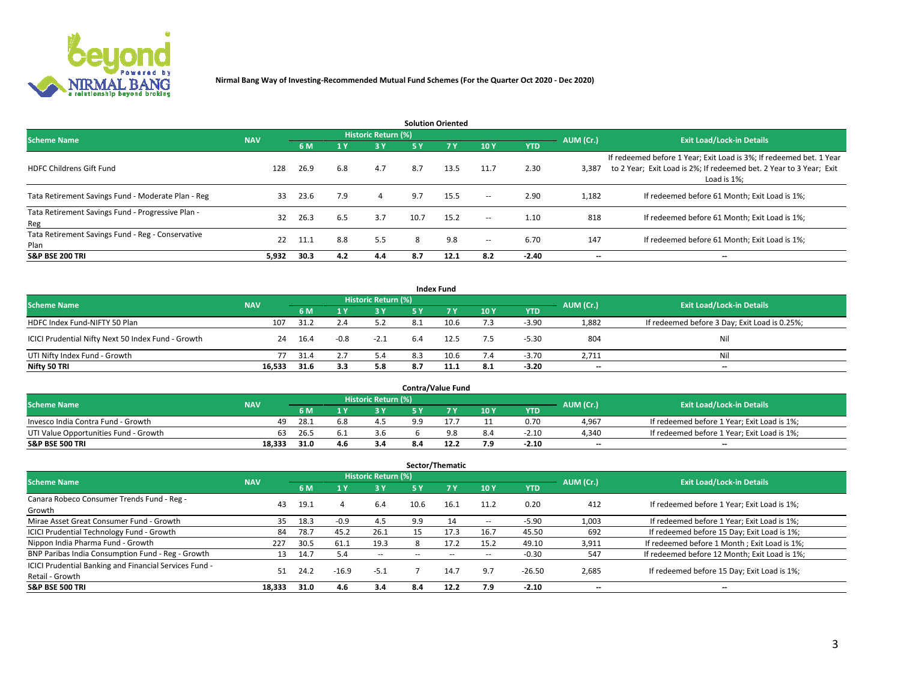Nirmal Bang Way of Investing-Recommended Mutual Fund Schemes (For the Quarter Oct 2020 - Dec 2020)

## Solution Oriented

| Scheme Name | NAV | Historic Return (%) | | | | | | | AUM (Cr.) | Exit Load/Lock-in Details |
|---|---|---|---|---|---|---|---|---|---|---|
| | | 6 M | 1 Y | 3 Y | 5 Y | 7 Y | 10 Y | YTD | | |
| HDFC Childrens Gift Fund | 128 | 26.9 | 6.8 | 4.7 | 8.7 | 13.5 | 11.7 | 2.30 | 3,387 | If redeemed before 1 Year; Exit Load is 3%; If redeemed bet. 1 Year to 2 Year; Exit Load is 2%; If redeemed bet. 2 Year to 3 Year; Exit Load is 1%; |
| Tata Retirement Savings Fund - Moderate Plan - Reg | 33 | 23.6 | 7.9 | 4 | 9.7 | 15.5 | -- | 2.90 | 1,182 | If redeemed before 61 Month; Exit Load is 1%; |
| Tata Retirement Savings Fund - Progressive Plan - Reg | 32 | 26.3 | 6.5 | 3.7 | 10.7 | 15.2 | -- | 1.10 | 818 | If redeemed before 61 Month; Exit Load is 1%; |
| Tata Retirement Savings Fund - Reg - Conservative Plan | 22 | 11.1 | 8.8 | 5.5 | 8 | 9.8 | -- | 6.70 | 147 | If redeemed before 61 Month; Exit Load is 1%; |
| **S&P BSE 200 TRI** | **5,932** | **30.3** | **4.2** | **4.4** | **8.7** | **12.1** | **8.2** | **-2.40** | **--** | **--** |

## Index Fund

| Scheme Name | NAV | Historic Return (%) | | | | | | | AUM (Cr.) | Exit Load/Lock-in Details |
|---|---|---|---|---|---|---|---|---|---|---|
| | | 6 M | 1 Y | 3 Y | 5 Y | 7 Y | 10 Y | YTD | | |
| HDFC Index Fund-NIFTY 50 Plan | 107 | 31.2 | 2.4 | 5.2 | 8.1 | 10.6 | 7.3 | -3.90 | 1,882 | If redeemed before 3 Day; Exit Load is 0.25%; |
| ICICI Prudential Nifty Next 50 Index Fund - Growth | 24 | 16.4 | -0.8 | -2.1 | 6.4 | 12.5 | 7.5 | -5.30 | 804 | Nil |
| UTI Nifty Index Fund - Growth | 77 | 31.4 | 2.7 | 5.4 | 8.3 | 10.6 | 7.4 | -3.70 | 2,711 | Nil |
| **Nifty 50 TRI** | **16,533** | **31.6** | **3.3** | **5.8** | **8.7** | **11.1** | **8.1** | **-3.20** | **--** | **--** |

## Contra/Value Fund

| Scheme Name | NAV | Historic Return (%) | | | | | | | AUM (Cr.) | Exit Load/Lock-in Details |
|---|---|---|---|---|---|---|---|---|---|---|
| | | 6 M | 1 Y | 3 Y | 5 Y | 7 Y | 10 Y | YTD | | |
| Invesco India Contra Fund - Growth | 49 | 28.1 | 6.8 | 4.5 | 9.9 | 17.7 | 11 | 0.70 | 4,967 | If redeemed before 1 Year; Exit Load is 1%; |
| UTI Value Opportunities Fund - Growth | 63 | 26.5 | 6.1 | 3.6 | 6 | 9.8 | 8.4 | -2.10 | 4,340 | If redeemed before 1 Year; Exit Load is 1%; |
| **S&P BSE 500 TRI** | **18,333** | **31.0** | **4.6** | **3.4** | **8.4** | **12.2** | **7.9** | **-2.10** | **--** | **--** |

## Sector/Thematic

| Scheme Name | NAV | Historic Return (%) | | | | | | | AUM (Cr.) | Exit Load/Lock-in Details |
|---|---|---|---|---|---|---|---|---|---|---|
| | | 6 M | 1 Y | 3 Y | 5 Y | 7 Y | 10 Y | YTD | | |
| Canara Robeco Consumer Trends Fund - Reg - Growth | 43 | 19.1 | 4 | 6.4 | 10.6 | 16.1 | 11.2 | 0.20 | 412 | If redeemed before 1 Year; Exit Load is 1%; |
| Mirae Asset Great Consumer Fund - Growth | 35 | 18.3 | -0.9 | 4.5 | 9.9 | 14 | -- | -5.90 | 1,003 | If redeemed before 1 Year; Exit Load is 1%; |
| ICICI Prudential Technology Fund - Growth | 84 | 78.7 | 45.2 | 26.1 | 15 | 17.3 | 16.7 | 45.50 | 692 | If redeemed before 15 Day; Exit Load is 1%; |
| Nippon India Pharma Fund - Growth | 227 | 30.5 | 61.1 | 19.3 | 8 | 17.2 | 15.2 | 49.10 | 3,911 | If redeemed before 1 Month ; Exit Load is 1%; |
| BNP Paribas India Consumption Fund - Reg - Growth | 13 | 14.7 | 5.4 | -- | -- | -- | -- | -0.30 | 547 | If redeemed before 12 Month; Exit Load is 1%; |
| ICICI Prudential Banking and Financial Services Fund - Retail - Growth | 51 | 24.2 | -16.9 | -5.1 | 7 | 14.7 | 9.7 | -26.50 | 2,685 | If redeemed before 15 Day; Exit Load is 1%; |
| **S&P BSE 500 TRI** | **18,333** | **31.0** | **4.6** | **3.4** | **8.4** | **12.2** | **7.9** | **-2.10** | **--** | **--** |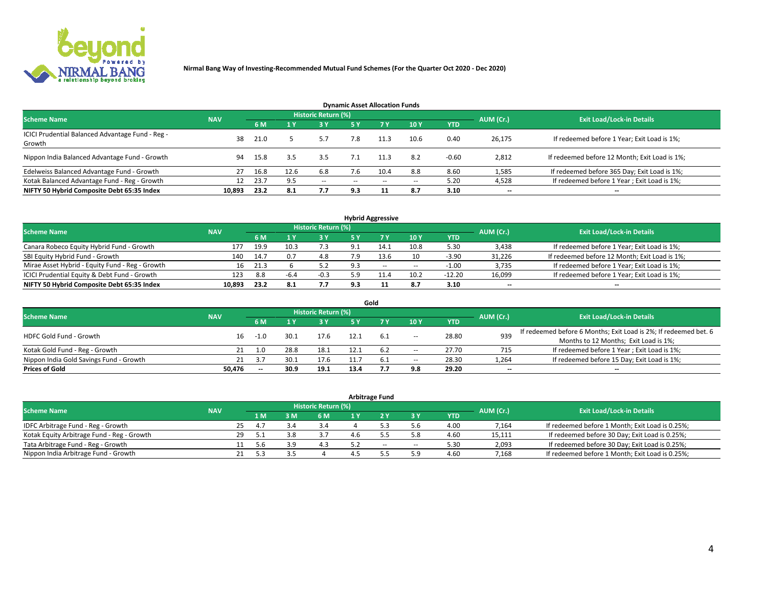**Nirmal Bang Way of Investing-Recommended Mutual Fund Schemes (For the Quarter Oct 2020 - Dec 2020)**

### Dynamic Asset Allocation Funds

| Scheme Name | NAV | Historic Return (%) | | | | | | | AUM (Cr.) | Exit Load/Lock-in Details |
|---|---|---|---|---|---|---|---|---|---|---|
| | | 6 M | 1 Y | 3 Y | 5 Y | 7 Y | 10 Y | YTD | | |
| ICICI Prudential Balanced Advantage Fund - Reg - Growth | 38 | 21.0 | 5 | 5.7 | 7.8 | 11.3 | 10.6 | 0.40 | 26,175 | If redeemed before 1 Year; Exit Load is 1%; |
| Nippon India Balanced Advantage Fund - Growth | 94 | 15.8 | 3.5 | 3.5 | 7.1 | 11.3 | 8.2 | -0.60 | 2,812 | If redeemed before 12 Month; Exit Load is 1%; |
| Edelweiss Balanced Advantage Fund - Growth | 27 | 16.8 | 12.6 | 6.8 | 7.6 | 10.4 | 8.8 | 8.60 | 1,585 | If redeemed before 365 Day; Exit Load is 1%; |
| Kotak Balanced Advantage Fund - Reg - Growth | 12 | 23.7 | 9.5 | -- | -- | -- | -- | 5.20 | 4,528 | If redeemed before 1 Year ; Exit Load is 1%; |
| **NIFTY 50 Hybrid Composite Debt 65:35 Index** | **10,893** | **23.2** | **8.1** | **7.7** | **9.3** | **11** | **8.7** | **3.10** | **--** | **--** |

### Hybrid Aggressive

| Scheme Name | NAV | Historic Return (%) | | | | | | | AUM (Cr.) | Exit Load/Lock-in Details |
|---|---|---|---|---|---|---|---|---|---|---|
| | | 6 M | 1 Y | 3 Y | 5 Y | 7 Y | 10 Y | YTD | | |
| Canara Robeco Equity Hybrid Fund - Growth | 177 | 19.9 | 10.3 | 7.3 | 9.1 | 14.1 | 10.8 | 5.30 | 3,438 | If redeemed before 1 Year; Exit Load is 1%; |
| SBI Equity Hybrid Fund - Growth | 140 | 14.7 | 0.7 | 4.8 | 7.9 | 13.6 | 10 | -3.90 | 31,226 | If redeemed before 12 Month; Exit Load is 1%; |
| Mirae Asset Hybrid - Equity Fund - Reg - Growth | 16 | 21.3 | 6 | 5.2 | 9.3 | -- | -- | -1.00 | 3,735 | If redeemed before 1 Year; Exit Load is 1%; |
| ICICI Prudential Equity & Debt Fund - Growth | 123 | 8.8 | -6.4 | -0.3 | 5.9 | 11.4 | 10.2 | -12.20 | 16,099 | If redeemed before 1 Year; Exit Load is 1%; |
| **NIFTY 50 Hybrid Composite Debt 65:35 Index** | **10,893** | **23.2** | **8.1** | **7.7** | **9.3** | **11** | **8.7** | **3.10** | **--** | **--** |

### Gold

| Scheme Name | NAV | Historic Return (%) | | | | | | | AUM (Cr.) | Exit Load/Lock-in Details |
|---|---|---|---|---|---|---|---|---|---|---|
| | | 6 M | 1 Y | 3 Y | 5 Y | 7 Y | 10 Y | YTD | | |
| HDFC Gold Fund - Growth | 16 | -1.0 | 30.1 | 17.6 | 12.1 | 6.1 | -- | 28.80 | 939 | If redeemed before 6 Months; Exit Load is 2%; If redeemed bet. 6 Months to 12 Months; Exit Load is 1%; |
| Kotak Gold Fund - Reg - Growth | 21 | 1.0 | 28.8 | 18.1 | 12.1 | 6.2 | -- | 27.70 | 715 | If redeemed before 1 Year ; Exit Load is 1%; |
| Nippon India Gold Savings Fund - Growth | 21 | 3.7 | 30.1 | 17.6 | 11.7 | 6.1 | -- | 28.30 | 1,264 | If redeemed before 15 Day; Exit Load is 1%; |
| **Prices of Gold** | **50,476** | **--** | **30.9** | **19.1** | **13.4** | **7.7** | **9.8** | **29.20** | **--** | **--** |

### Arbitrage Fund

| Scheme Name | NAV | Historic Return (%) | | | | | | | AUM (Cr.) | Exit Load/Lock-in Details |
|---|---|---|---|---|---|---|---|---|---|---|
| | | 1 M | 3 M | 6 M | 1 Y | 2 Y | 3 Y | YTD | | |
| IDFC Arbitrage Fund - Reg - Growth | 25 | 4.7 | 3.4 | 3.4 | 4 | 5.3 | 5.6 | 4.00 | 7,164 | If redeemed before 1 Month; Exit Load is 0.25%; |
| Kotak Equity Arbitrage Fund - Reg - Growth | 29 | 5.1 | 3.8 | 3.7 | 4.6 | 5.5 | 5.8 | 4.60 | 15,111 | If redeemed before 30 Day; Exit Load is 0.25%; |
| Tata Arbitrage Fund - Reg - Growth | 11 | 5.6 | 3.9 | 4.3 | 5.2 | -- | -- | 5.30 | 2,093 | If redeemed before 30 Day; Exit Load is 0.25%; |
| Nippon India Arbitrage Fund - Growth | 21 | 5.3 | 3.5 | 4 | 4.5 | 5.5 | 5.9 | 4.60 | 7,168 | If redeemed before 1 Month; Exit Load is 0.25%; |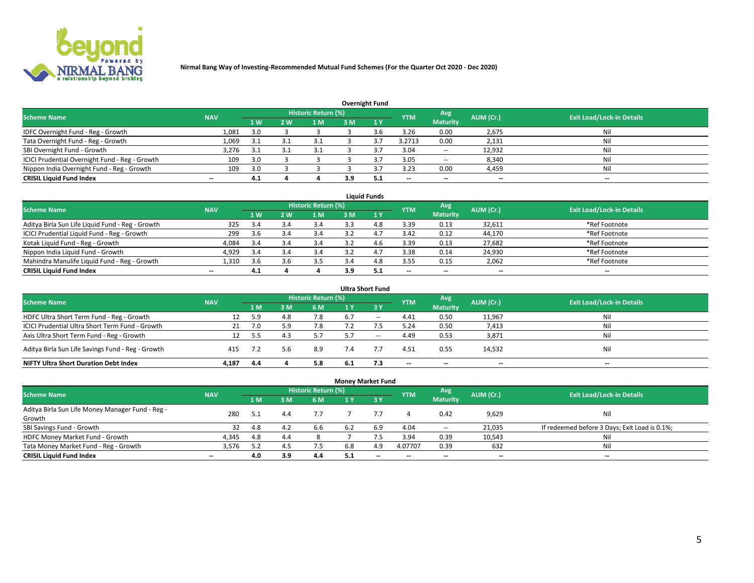Nirmal Bang Way of Investing-Recommended Mutual Fund Schemes (For the Quarter Oct 2020 - Dec 2020)

## Overnight Fund

| Scheme Name | NAV | Historic Return (%) | | | | | YTM | Avg Maturity | AUM (Cr.) | Exit Load/Lock-in Details |
|---|---|---|---|---|---|---|---|---|---|---|
| | | 1 W | 2 W | 1 M | 3 M | 1 Y | | | | |
| IDFC Overnight Fund - Reg - Growth | 1,081 | 3.0 | 3 | 3 | 3 | 3.6 | 3.26 | 0.00 | 2,675 | Nil |
| Tata Overnight Fund - Reg - Growth | 1,069 | 3.1 | 3.1 | 3.1 | 3 | 3.7 | 3.2713 | 0.00 | 2,131 | Nil |
| SBI Overnight Fund - Growth | 3,276 | 3.1 | 3.1 | 3.1 | 3 | 3.7 | 3.04 | -- | 12,932 | Nil |
| ICICI Prudential Overnight Fund - Reg - Growth | 109 | 3.0 | 3 | 3 | 3 | 3.7 | 3.05 | -- | 8,340 | Nil |
| Nippon India Overnight Fund - Reg - Growth | 109 | 3.0 | 3 | 3 | 3 | 3.7 | 3.23 | 0.00 | 4,459 | Nil |
| **CRISIL Liquid Fund Index** | -- | **4.1** | **4** | **4** | **3.9** | **5.1** | -- | -- | -- | -- |

## Liquid Funds

| Scheme Name | NAV | Historic Return (%) | | | | | YTM | Avg Maturity | AUM (Cr.) | Exit Load/Lock-in Details |
|---|---|---|---|---|---|---|---|---|---|---|
| | | 1 W | 2 W | 1 M | 3 M | 1 Y | | | | |
| Aditya Birla Sun Life Liquid Fund - Reg - Growth | 325 | 3.4 | 3.4 | 3.4 | 3.3 | 4.8 | 3.39 | 0.13 | 32,611 | *Ref Footnote |
| ICICI Prudential Liquid Fund - Reg - Growth | 299 | 3.6 | 3.4 | 3.4 | 3.2 | 4.7 | 3.42 | 0.12 | 44,170 | *Ref Footnote |
| Kotak Liquid Fund - Reg - Growth | 4,084 | 3.4 | 3.4 | 3.4 | 3.2 | 4.6 | 3.39 | 0.13 | 27,682 | *Ref Footnote |
| Nippon India Liquid Fund - Growth | 4,929 | 3.4 | 3.4 | 3.4 | 3.2 | 4.7 | 3.38 | 0.14 | 24,930 | *Ref Footnote |
| Mahindra Manulife Liquid Fund - Reg - Growth | 1,310 | 3.6 | 3.6 | 3.5 | 3.4 | 4.8 | 3.55 | 0.15 | 2,062 | *Ref Footnote |
| **CRISIL Liquid Fund Index** | -- | **4.1** | **4** | **4** | **3.9** | **5.1** | -- | -- | -- | -- |

## Ultra Short Fund

| Scheme Name | NAV | Historic Return (%) | | | | | YTM | Avg Maturity | AUM (Cr.) | Exit Load/Lock-in Details |
|---|---|---|---|---|---|---|---|---|---|---|
| | | 1 M | 3 M | 6 M | 1 Y | 3 Y | | | | |
| HDFC Ultra Short Term Fund - Reg - Growth | 12 | 5.9 | 4.8 | 7.8 | 6.7 | -- | 4.41 | 0.50 | 11,967 | Nil |
| ICICI Prudential Ultra Short Term Fund - Growth | 21 | 7.0 | 5.9 | 7.8 | 7.2 | 7.5 | 5.24 | 0.50 | 7,413 | Nil |
| Axis Ultra Short Term Fund - Reg - Growth | 12 | 5.5 | 4.3 | 5.7 | 5.7 | -- | 4.49 | 0.53 | 3,871 | Nil |
| Aditya Birla Sun Life Savings Fund - Reg - Growth | 415 | 7.2 | 5.6 | 8.9 | 7.4 | 7.7 | 4.51 | 0.55 | 14,532 | Nil |
| **NIFTY Ultra Short Duration Debt Index** | **4,187** | **4.4** | **4** | **5.8** | **6.1** | **7.3** | -- | -- | -- | -- |

## Money Market Fund

| Scheme Name | NAV | Historic Return (%) | | | | | YTM | Avg Maturity | AUM (Cr.) | Exit Load/Lock-in Details |
|---|---|---|---|---|---|---|---|---|---|---|
| | | 1 M | 3 M | 6 M | 1 Y | 3 Y | | | | |
| Aditya Birla Sun Life Money Manager Fund - Reg - Growth | 280 | 5.1 | 4.4 | 7.7 | 7 | 7.7 | 4 | 0.42 | 9,629 | Nil |
| SBI Savings Fund - Growth | 32 | 4.8 | 4.2 | 6.6 | 6.2 | 6.9 | 4.04 | -- | 21,035 | If redeemed before 3 Days; Exit Load is 0.1%; |
| HDFC Money Market Fund - Growth | 4,345 | 4.8 | 4.4 | 8 | 7 | 7.5 | 3.94 | 0.39 | 10,543 | Nil |
| Tata Money Market Fund - Reg - Growth | 3,576 | 5.2 | 4.5 | 7.5 | 6.8 | 4.9 | 4.07707 | 0.39 | 632 | Nil |
| **CRISIL Liquid Fund Index** | -- | **4.0** | **3.9** | **4.4** | **5.1** | -- | -- | -- | -- | -- |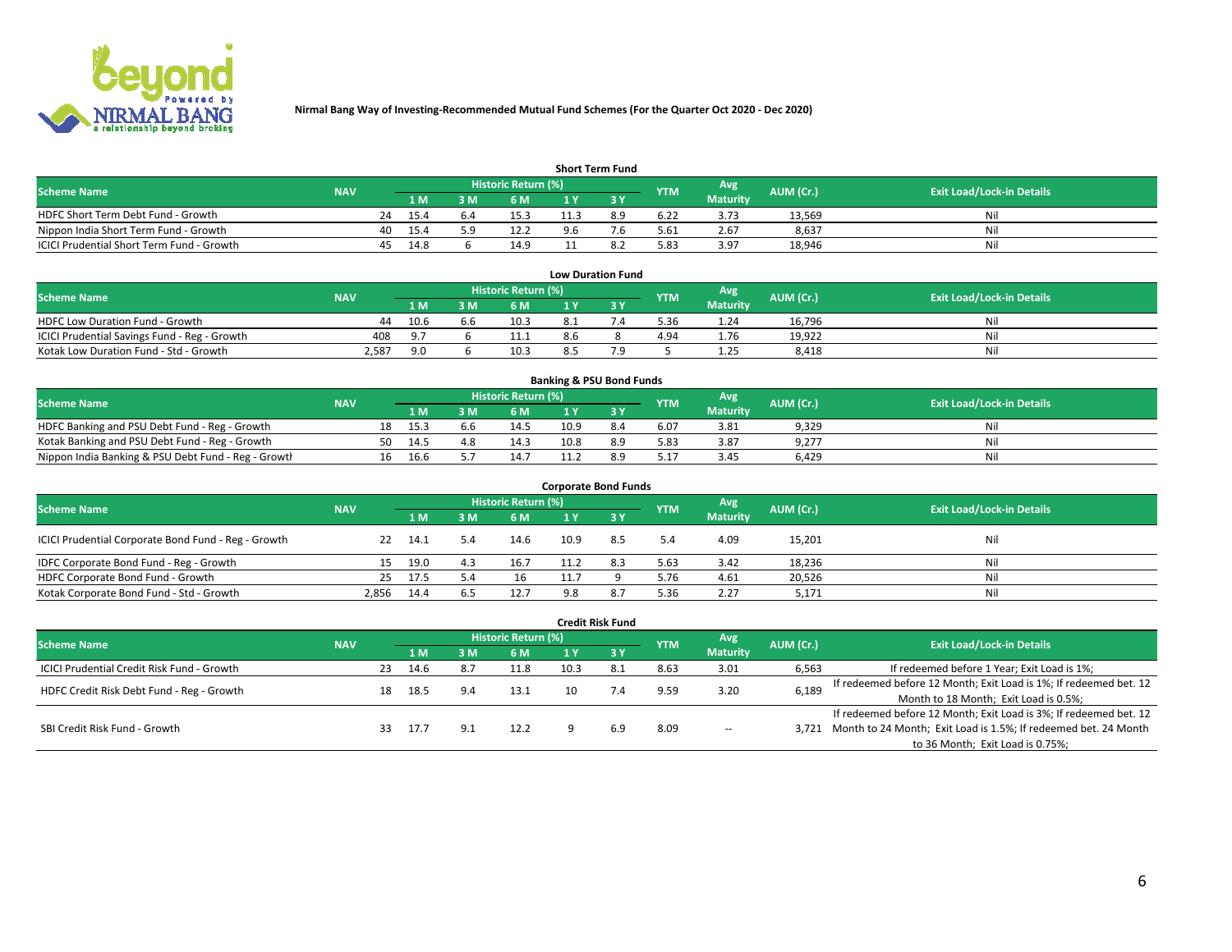**Nirmal Bang Way of Investing-Recommended Mutual Fund Schemes (For the Quarter Oct 2020 - Dec 2020)**

## Short Term Fund

| Scheme Name | NAV | Historic Return (%) | | | | | YTM | Avg Maturity | AUM (Cr.) | Exit Load/Lock-in Details |
|---|---|---|---|---|---|---|---|---|---|---|
| | | 1 M | 3 M | 6 M | 1 Y | 3 Y | | | | |
| HDFC Short Term Debt Fund - Growth | 24 | 15.4 | 6.4 | 15.3 | 11.3 | 8.9 | 6.22 | 3.73 | 13,569 | Nil |
| Nippon India Short Term Fund - Growth | 40 | 15.4 | 5.9 | 12.2 | 9.6 | 7.6 | 5.61 | 2.67 | 8,637 | Nil |
| ICICI Prudential Short Term Fund - Growth | 45 | 14.8 | 6 | 14.9 | 11 | 8.2 | 5.83 | 3.97 | 18,946 | Nil |

## Low Duration Fund

| Scheme Name | NAV | Historic Return (%) | | | | | YTM | Avg Maturity | AUM (Cr.) | Exit Load/Lock-in Details |
|---|---|---|---|---|---|---|---|---|---|---|
| | | 1 M | 3 M | 6 M | 1 Y | 3 Y | | | | |
| HDFC Low Duration Fund - Growth | 44 | 10.6 | 6.6 | 10.3 | 8.1 | 7.4 | 5.36 | 1.24 | 16,796 | Nil |
| ICICI Prudential Savings Fund - Reg - Growth | 408 | 9.7 | 6 | 11.1 | 8.6 | 8 | 4.94 | 1.76 | 19,922 | Nil |
| Kotak Low Duration Fund - Std - Growth | 2,587 | 9.0 | 6 | 10.3 | 8.5 | 7.9 | 5 | 1.25 | 8,418 | Nil |

## Banking & PSU Bond Funds

| Scheme Name | NAV | Historic Return (%) | | | | | YTM | Avg Maturity | AUM (Cr.) | Exit Load/Lock-in Details |
|---|---|---|---|---|---|---|---|---|---|---|
| | | 1 M | 3 M | 6 M | 1 Y | 3 Y | | | | |
| HDFC Banking and PSU Debt Fund - Reg - Growth | 18 | 15.3 | 6.6 | 14.5 | 10.9 | 8.4 | 6.07 | 3.81 | 9,329 | Nil |
| Kotak Banking and PSU Debt Fund - Reg - Growth | 50 | 14.5 | 4.8 | 14.3 | 10.8 | 8.9 | 5.83 | 3.87 | 9,277 | Nil |
| Nippon India Banking & PSU Debt Fund - Reg - Growth | 16 | 16.6 | 5.7 | 14.7 | 11.2 | 8.9 | 5.17 | 3.45 | 6,429 | Nil |

## Corporate Bond Funds

| Scheme Name | NAV | Historic Return (%) | | | | | YTM | Avg Maturity | AUM (Cr.) | Exit Load/Lock-in Details |
|---|---|---|---|---|---|---|---|---|---|---|
| | | 1 M | 3 M | 6 M | 1 Y | 3 Y | | | | |
| ICICI Prudential Corporate Bond Fund - Reg - Growth | 22 | 14.1 | 5.4 | 14.6 | 10.9 | 8.5 | 5.4 | 4.09 | 15,201 | Nil |
| IDFC Corporate Bond Fund - Reg - Growth | 15 | 19.0 | 4.3 | 16.7 | 11.2 | 8.3 | 5.63 | 3.42 | 18,236 | Nil |
| HDFC Corporate Bond Fund - Growth | 25 | 17.5 | 5.4 | 16 | 11.7 | 9 | 5.76 | 4.61 | 20,526 | Nil |
| Kotak Corporate Bond Fund - Std - Growth | 2,856 | 14.4 | 6.5 | 12.7 | 9.8 | 8.7 | 5.36 | 2.27 | 5,171 | Nil |

## Credit Risk Fund

| Scheme Name | NAV | Historic Return (%) | | | | | YTM | Avg Maturity | AUM (Cr.) | Exit Load/Lock-in Details |
|---|---|---|---|---|---|---|---|---|---|---|
| | | 1 M | 3 M | 6 M | 1 Y | 3 Y | | | | |
| ICICI Prudential Credit Risk Fund - Growth | 23 | 14.6 | 8.7 | 11.8 | 10.3 | 8.1 | 8.63 | 3.01 | 6,563 | If redeemed before 1 Year; Exit Load is 1%; |
| HDFC Credit Risk Debt Fund - Reg - Growth | 18 | 18.5 | 9.4 | 13.1 | 10 | 7.4 | 9.59 | 3.20 | 6,189 | If redeemed before 12 Month; Exit Load is 1%; If redeemed bet. 12 Month to 18 Month; Exit Load is 0.5%; |
| SBI Credit Risk Fund - Growth | 33 | 17.7 | 9.1 | 12.2 | 9 | 6.9 | 8.09 | -- | 3,721 | If redeemed before 12 Month; Exit Load is 3%; If redeemed bet. 12 Month to 24 Month; Exit Load is 1.5%; If redeem bet. 24 Month to 36 Month; Exit Load is 0.75%; |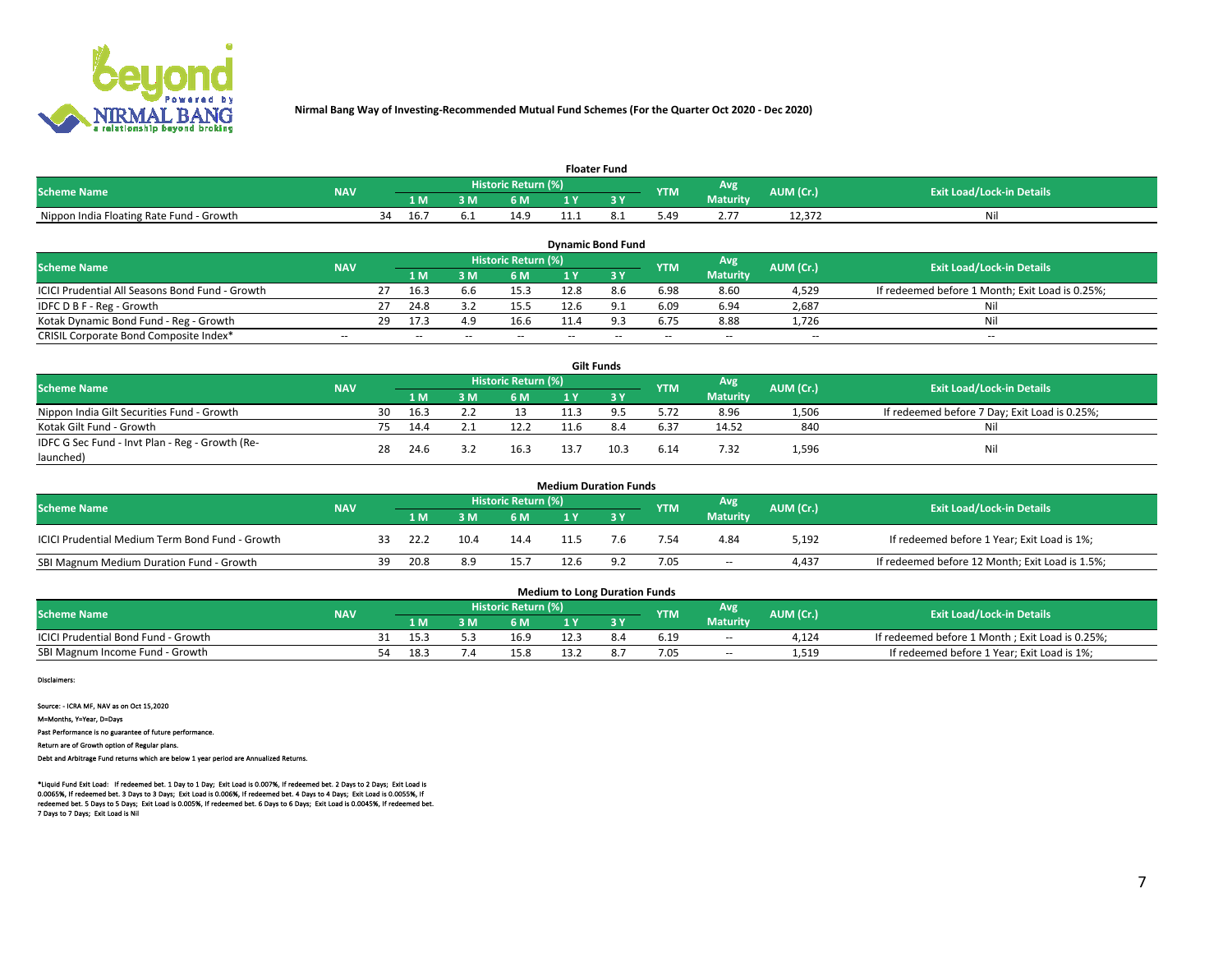**Nirmal Bang Way of Investing-Recommended Mutual Fund Schemes (For the Quarter Oct 2020 - Dec 2020)**

### Floater Fund

| Scheme Name | NAV | Historic Return (%) | | | | | YTM | Avg Maturity | AUM (Cr.) | Exit Load/Lock-in Details |
|---|---|---|---|---|---|---|---|---|---|---|
| | | 1 M | 3 M | 6 M | 1 Y | 3 Y | | | | |
| Nippon India Floating Rate Fund - Growth | 34 | 16.7 | 6.1 | 14.9 | 11.1 | 8.1 | 5.49 | 2.77 | 12,372 | Nil |

### Dynamic Bond Fund

| Scheme Name | NAV | Historic Return (%) | | | | | YTM | Avg Maturity | AUM (Cr.) | Exit Load/Lock-in Details |
|---|---|---|---|---|---|---|---|---|---|---|
| | | 1 M | 3 M | 6 M | 1 Y | 3 Y | | | | |
| ICICI Prudential All Seasons Bond Fund - Growth | 27 | 16.3 | 6.6 | 15.3 | 12.8 | 8.6 | 6.98 | 8.60 | 4,529 | If redeemed before 1 Month; Exit Load is 0.25%; |
| IDFC D B F - Reg - Growth | 27 | 24.8 | 3.2 | 15.5 | 12.6 | 9.1 | 6.09 | 6.94 | 2,687 | Nil |
| Kotak Dynamic Bond Fund - Reg - Growth | 29 | 17.3 | 4.9 | 16.6 | 11.4 | 9.3 | 6.75 | 8.88 | 1,726 | Nil |
| CRISIL Corporate Bond Composite Index* | -- | -- | -- | -- | -- | -- | -- | -- | -- | -- |

### Gilt Funds

| Scheme Name | NAV | Historic Return (%) | | | | | YTM | Avg Maturity | AUM (Cr.) | Exit Load/Lock-in Details |
|---|---|---|---|---|---|---|---|---|---|---|
| | | 1 M | 3 M | 6 M | 1 Y | 3 Y | | | | |
| Nippon India Gilt Securities Fund - Growth | 30 | 16.3 | 2.2 | 13 | 11.3 | 9.5 | 5.72 | 8.96 | 1,506 | If redeemed before 7 Day; Exit Load is 0.25%; |
| Kotak Gilt Fund - Growth | 75 | 14.4 | 2.1 | 12.2 | 11.6 | 8.4 | 6.37 | 14.52 | 840 | Nil |
| IDFC G Sec Fund - Invt Plan - Reg - Growth (Re-launched) | 28 | 24.6 | 3.2 | 16.3 | 13.7 | 10.3 | 6.14 | 7.32 | 1,596 | Nil |

### Medium Duration Funds

| Scheme Name | NAV | Historic Return (%) | | | | | YTM | Avg Maturity | AUM (Cr.) | Exit Load/Lock-in Details |
|---|---|---|---|---|---|---|---|---|---|---|
| | | 1 M | 3 M | 6 M | 1 Y | 3 Y | | | | |
| ICICI Prudential Medium Term Bond Fund - Growth | 33 | 22.2 | 10.4 | 14.4 | 11.5 | 7.6 | 7.54 | 4.84 | 5,192 | If redeemed before 1 Year; Exit Load is 1%; |
| SBI Magnum Medium Duration Fund - Growth | 39 | 20.8 | 8.9 | 15.7 | 12.6 | 9.2 | 7.05 | -- | 4,437 | If redeemed before 12 Month; Exit Load is 1.5%; |

### Medium to Long Duration Funds

| Scheme Name | NAV | Historic Return (%) | | | | | YTM | Avg Maturity | AUM (Cr.) | Exit Load/Lock-in Details |
|---|---|---|---|---|---|---|---|---|---|---|
| | | 1 M | 3 M | 6 M | 1 Y | 3 Y | | | | |
| ICICI Prudential Bond Fund - Growth | 31 | 15.3 | 5.3 | 16.9 | 12.3 | 8.4 | 6.19 | -- | 4,124 | If redeemed before 1 Month ; Exit Load is 0.25%; |
| SBI Magnum Income Fund - Growth | 54 | 18.3 | 7.4 | 15.8 | 13.2 | 8.7 | 7.05 | -- | 1,519 | If redeemed before 1 Year; Exit Load is 1%; |

Disclaimers:

Source: - ICRA MF, NAV as on Oct 15,2020

M=Months, Y=Year, D=Days

Past Performance is no guarantee of future performance.

Return are of Growth option of Regular plans.

Debt and Arbitrage Fund returns which are below 1 year period are Annualized Returns.

*Liquid Fund Exit Load: If redeemed bet. 1 Day to 1 Day; Exit Load is 0.007%, If redeemed bet. 2 Days to 2 Days; Exit Load is 0.0065%, If redeemed bet. 3 Days to 3 Days; Exit Load is 0.006%, If redeemed bet. 4 Days to 4 Days; Exit Load is 0.0055%, If redeemed bet. 5 Days to 5 Days; Exit Load is 0.005%, If redeemed bet. 6 Days to 6 Days; Exit Load is 0.0045%, If redeemed bet. 7 Days to 7 Days; Exit Load is Nil